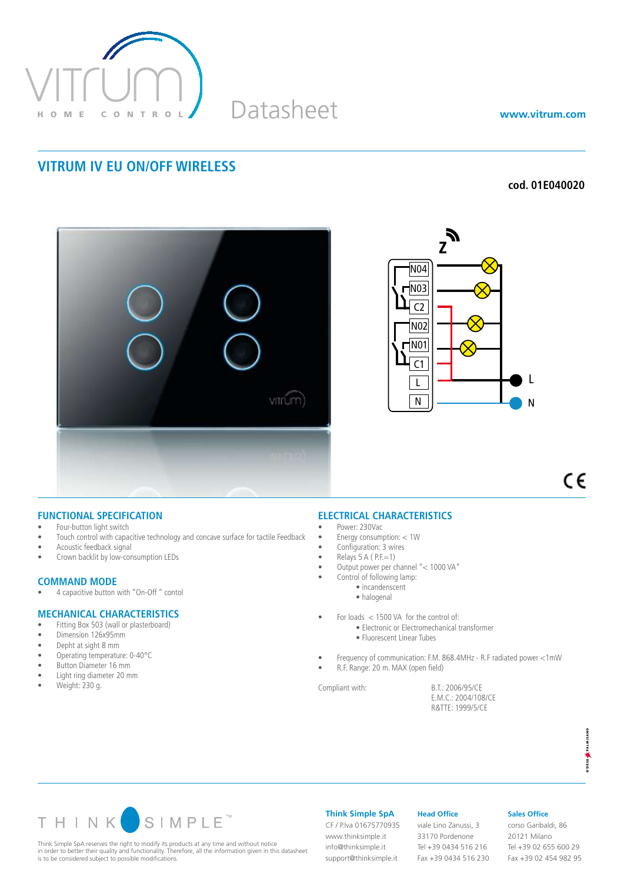Datasheet

www.vitrum.com

# VITRUM IV EU ON/OFF WIRELESS

**cod. 01E040020**

## FUNCTIONAL SPECIFICATION

- Four-button light switch
- Touch control with capacitive technology and concave surface for tactile Feedback
- Acoustic feedback signal
- Crown backlit by low-consumption LEDs

## COMMAND MODE

- 4 capacitive button with "On-Off" contol

## MECHANICAL CHARACTERISTICS

- Fitting Box 503 (wall or plasterboard)
- Dimension 126x95mm
- Depht at sight 8 mm
- Operating temperature: 0-40°C
- Button Diameter 16 mm
- Light ring diameter 20 mm
- Weight: 230 g.

## ELECTRICAL CHARACTERISTICS

- Power: 230Vac
- Energy consumption: < 1W
- Configuration: 3 wires
- Relays 5 A ( P.F.=1)
- Output power per channel "< 1000 VA"
- Control of following lamp:
  - incandescent
  - halogenal
- For loads < 1500 VA for the control of:
  - Electronic or Electromechanical transformer
  - Fluorescent Linear Tubes
- Frequency of communication: F.M. 868.4MHz - R.F radiated power <1mW
- R.F. Range: 20 m. MAX (open field)

Compliant with:

B.T.: 2006/95/CE
E.M.C.: 2004/108/CE
R&TTE: 1999/5/CE

Think Simple SpA reserves the right to modify its products at any time and without notice in order to better their quality and functionality. Therefore, all the information given in this datasheet is to be considered subject to possible modifications.

**Think Simple SpA**
CF / P.Iva 01675770935
www.thinksimple.it
info@thinksimple.it
support@thinksimple.it

**Head Office**
viale Lino Zanussi, 3
33170 Pordenone
Tel +39 0434 516 216
Fax +39 0434 516 230

**Sales Office**
corso Garibaldi, 86
20121 Milano
Tel +39 02 655 600 29
Fax +39 02 454 982 95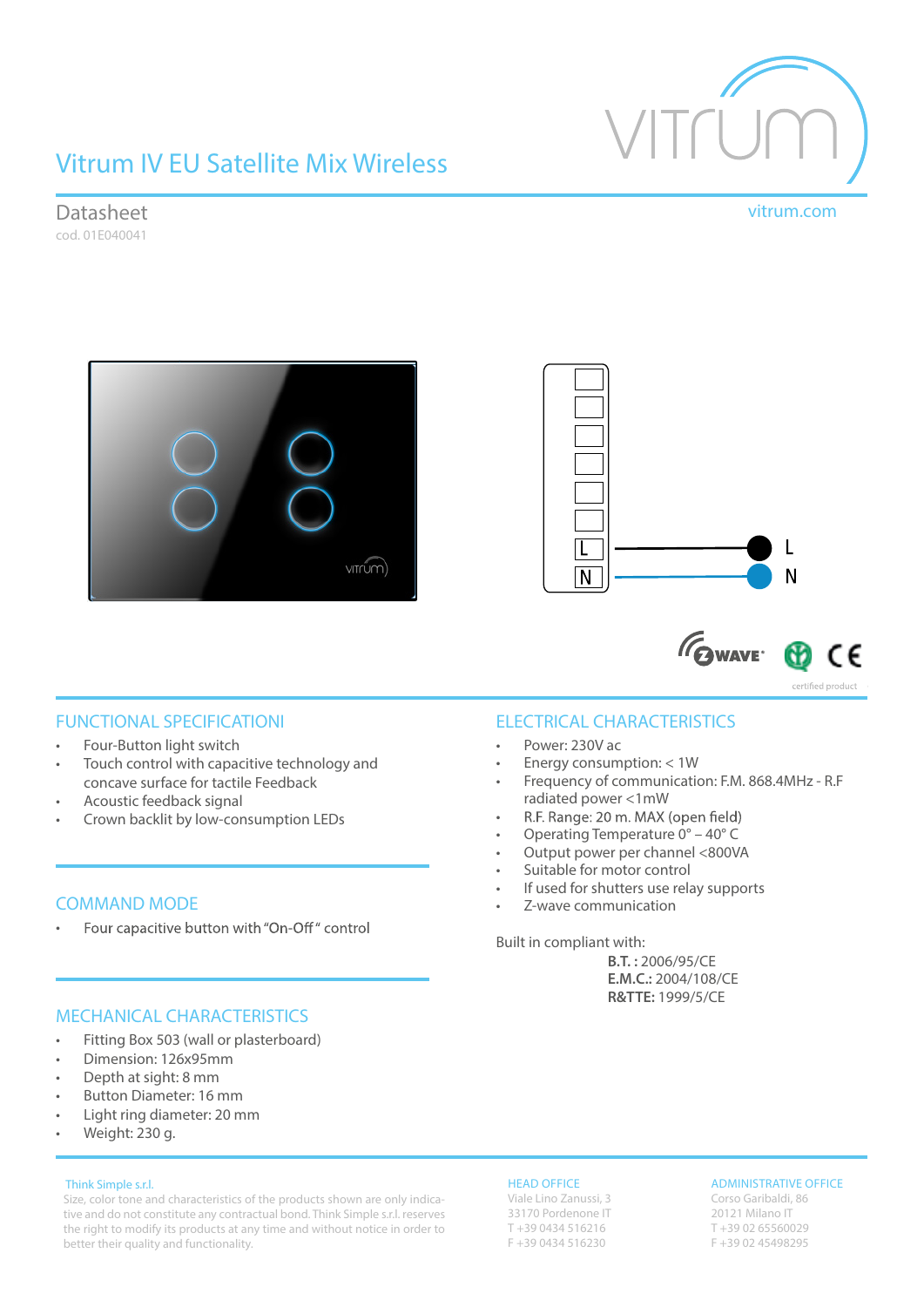# Vitrum IV EU Satellite Mix Wireless

vitrum.com

## Datasheet

cod. 01E040041

L

N

certified product

## FUNCTIONAL SPECIFICATIONI

- Four-Button light switch
- Touch control with capacitive technology and concave surface for tactile Feedback
- Acoustic feedback signal
- Crown backlit by low-consumption LEDs

## COMMAND MODE

- Four capacitive button with "On-Off" control

## MECHANICAL CHARACTERISTICS

- Fitting Box 503 (wall or plasterboard)
- Dimension: 126x95mm
- Depth at sight: 8 mm
- Button Diameter: 16 mm
- Light ring diameter: 20 mm
- Weight: 230 g.

## ELECTRICAL CHARACTERISTICS

- Power: 230V ac
- Energy consumption: < 1W
- Frequency of communication: F.M. 868.4MHz - R.F radiated power <1mW
- R.F. Range: 20 m. MAX (open field)
- Operating Temperature 0° – 40° C
- Output power per channel <800VA
- Suitable for motor control
- If used for shutters use relay supports
- Z-wave communication

Built in compliant with:

**B.T. :** 2006/95/CE
**E.M.C.:** 2004/108/CE
**R&TTE:** 1999/5/CE

Think Simple s.r.l.
Size, color tone and characteristics of the products shown are only indicative and do not constitute any contractual bond. Think Simple s.r.l. reserves the right to modify its products at any time and without notice in order to better their quality and functionality.

HEAD OFFICE
Viale Lino Zanussi, 3
33170 Pordenone IT
T +39 0434 516216
F +39 0434 516230

ADMINISTRATIVE OFFICE
Corso Garibaldi, 86
20121 Milano IT
T +39 02 65560029
F +39 02 45498295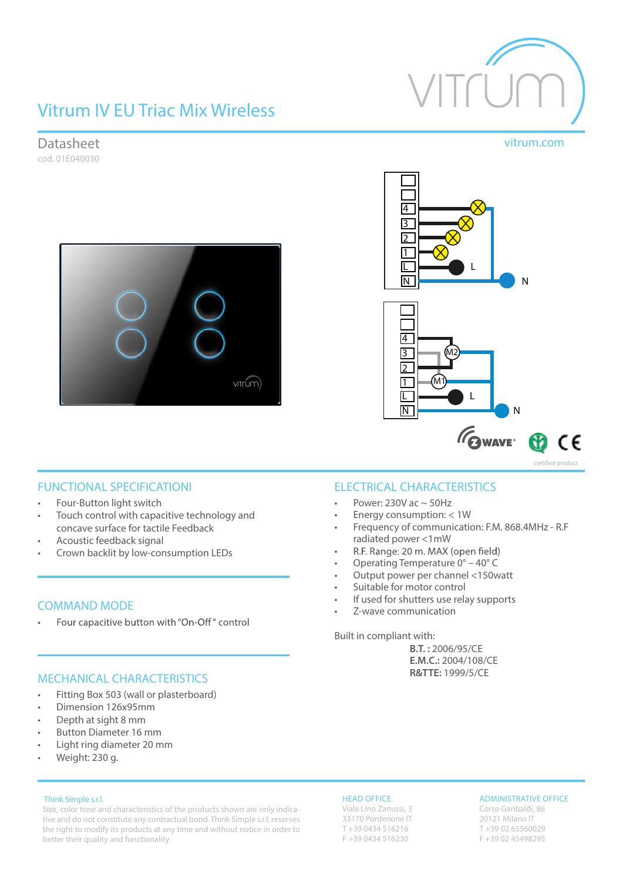# Vitrum IV EU Triac Mix Wireless

## Datasheet

cod. 01E040030

vitrum.com

4
3
2
1
L
N
L
N

4
3
2
1
L
N
M2
M1
L
N

certified product

## FUNCTIONAL SPECIFICATIONI

- Four-Button light switch
- Touch control with capacitive technology and concave surface for tactile Feedback
- Acoustic feedback signal
- Crown backlit by low-consumption LEDs

## COMMAND MODE

- Four capacitive button with "On-Off" control

## MECHANICAL CHARACTERISTICS

- Fitting Box 503 (wall or plasterboard)
- Dimension 126x95mm
- Depth at sight 8 mm
- Button Diameter 16 mm
- Light ring diameter 20 mm
- Weight: 230 g.

## ELECTRICAL CHARACTERISTICS

- Power: 230V ac ~ 50Hz
- Energy consumption: < 1W
- Frequency of communication: F.M. 868.4MHz - R.F radiated power <1mW
- R.F. Range: 20 m. MAX (open field)
- Operating Temperature 0° – 40° C
- Output power per channel <150watt
- Suitable for motor control
- If used for shutters use relay supports
- Z-wave communication

Built in compliant with:

**B.T. :** 2006/95/CE
**E.M.C.:** 2004/108/CE
**R&TTE:** 1999/5/CE

Think Simple s.r.l.
Size, color tone and characteristics of the products shown are only indicative and do not constitute any contractual bond. Think Simple s.r.l. reserves the right to modify its products at any time and without notice in order to better their quality and functionality.

HEAD OFFICE
Viale Lino Zanussi, 3
33170 Pordenone IT
T +39 0434 516216
F +39 0434 516230

ADMINISTRATIVE OFFICE
Corso Garibaldi, 86
20121 Milano IT
T +39 02 65560029
F +39 02 45498295